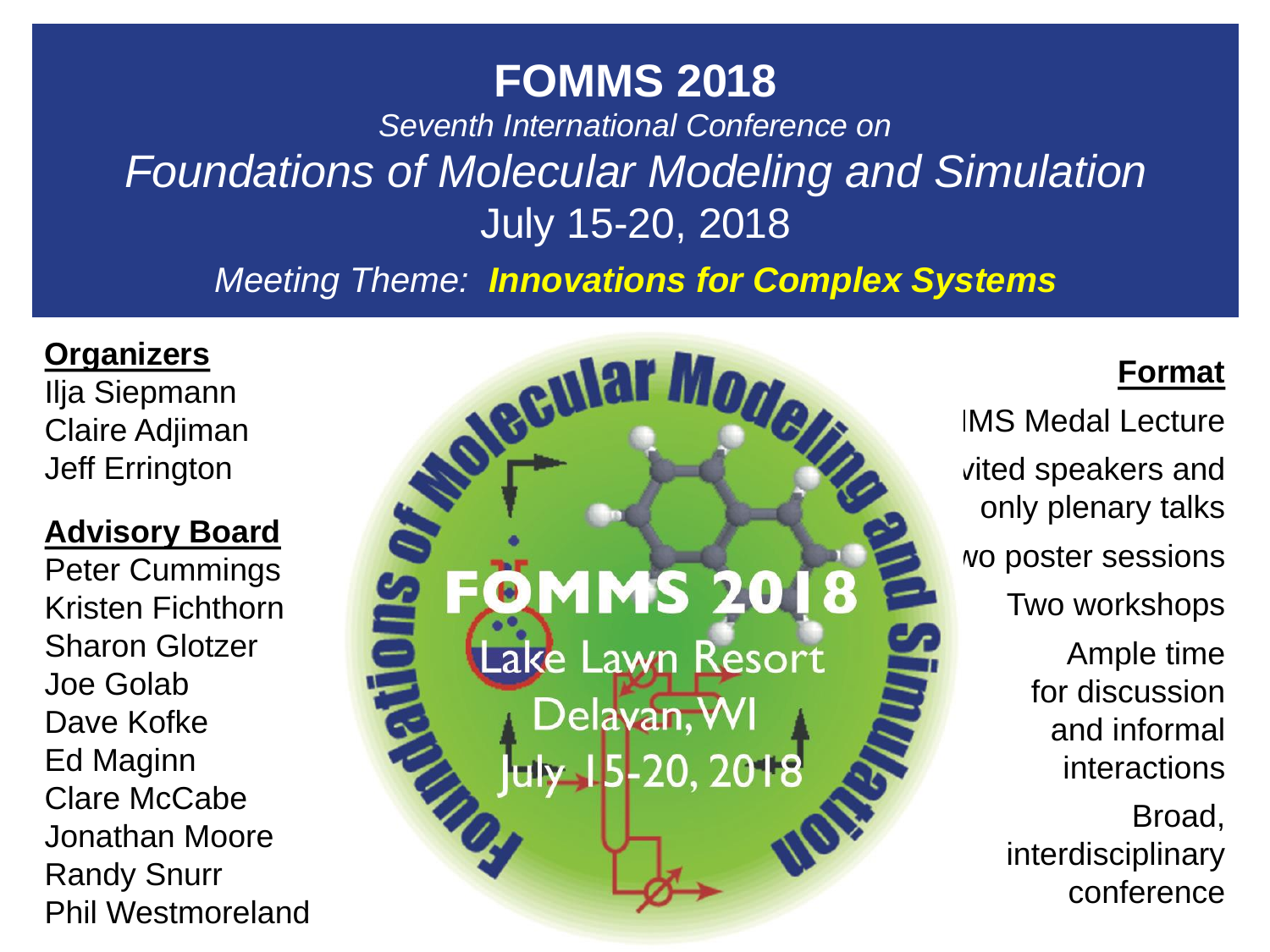# FOMMS 2018

*Seventh International Conference on*

## *Foundations of Molecular Modeling and Simulation*

July 15-20, 2018

*Meeting Theme:* ***Innovations for Complex Systems***

**Organizers**

Ilja Siepmann
Claire Adjiman
Jeff Errington

**Advisory Board**

Peter Cummings
Kristen Fichthorn
Sharon Glotzer
Joe Golab
Dave Kofke
Ed Maginn
Clare McCabe
Jonathan Moore
Randy Snurr
Phil Westmoreland

Foundations of Molecular Modeling and Simulation

FOMMS 2018
Lake Lawn Resort
Delavan, WI
July 15-20, 2018

**Format**

IMS Medal Lecture

vited speakers and only plenary talks

wo poster sessions

Two workshops

Ample time for discussion and informal interactions

Broad, interdisciplinary conference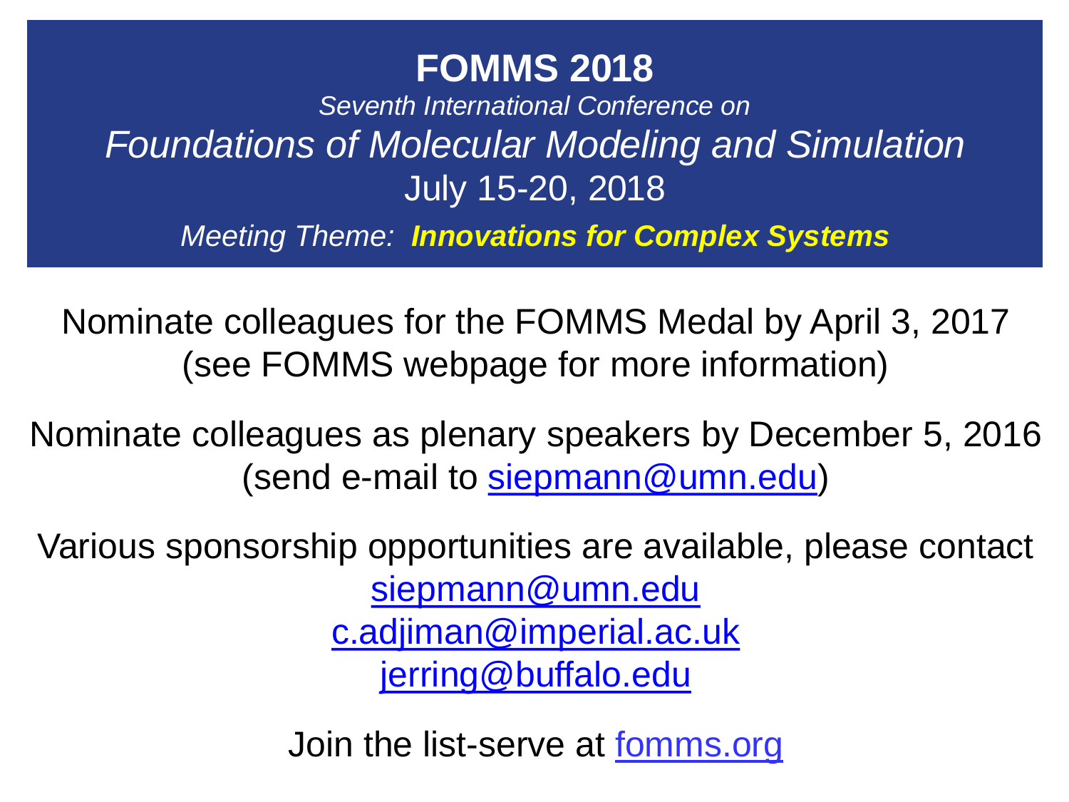# FOMMS 2018

*Seventh International Conference on*

## *Foundations of Molecular Modeling and Simulation*

July 15-20, 2018

*Meeting Theme:* ***Innovations for Complex Systems***

Nominate colleagues for the FOMMS Medal by April 3, 2017
(see FOMMS webpage for more information)

Nominate colleagues as plenary speakers by December 5, 2016
(send e-mail to siepmann@umn.edu)

Various sponsorship opportunities are available, please contact
siepmann@umn.edu
c.adjiman@imperial.ac.uk
jerring@buffalo.edu

Join the list-serve at fomms.org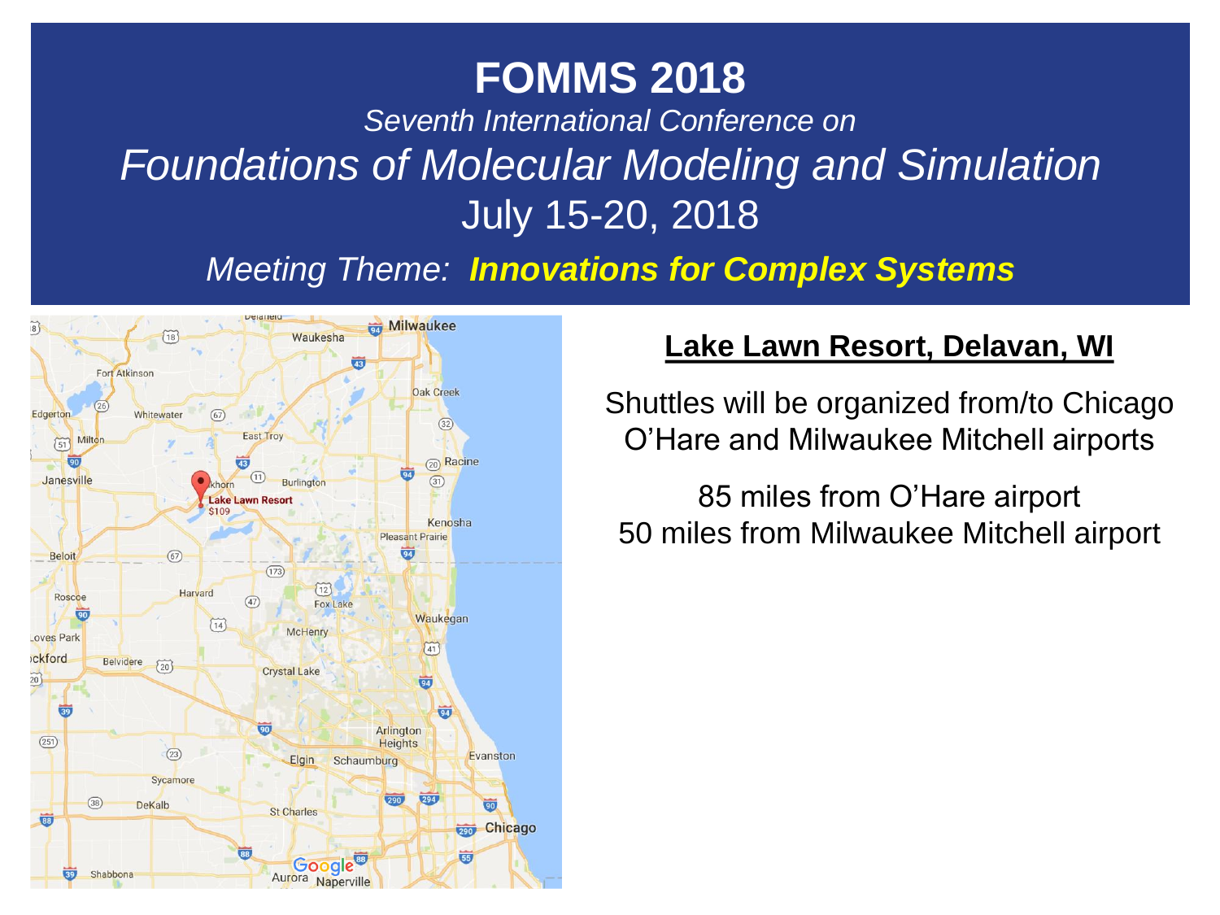# FOMMS 2018

*Seventh International Conference on*

*Foundations of Molecular Modeling and Simulation*

July 15-20, 2018

*Meeting Theme:* ***Innovations for Complex Systems***

## Lake Lawn Resort, Delavan, WI

Shuttles will be organized from/to Chicago O'Hare and Milwaukee Mitchell airports

85 miles from O'Hare airport
50 miles from Milwaukee Mitchell airport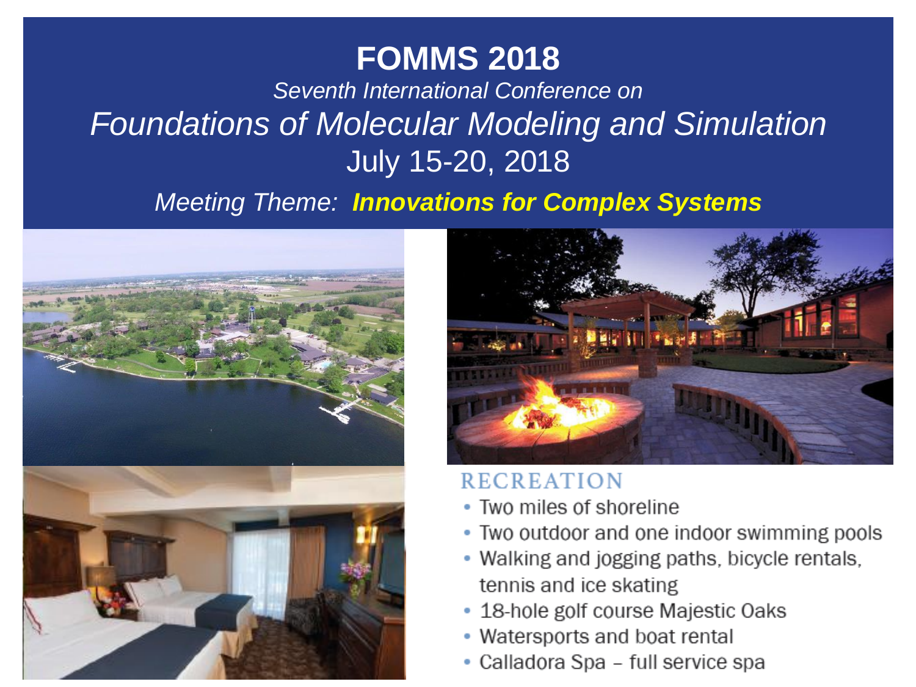# FOMMS 2018

*Seventh International Conference on*

## *Foundations of Molecular Modeling and Simulation*

July 15-20, 2018

*Meeting Theme:* ***Innovations for Complex Systems***

## RECREATION

- Two miles of shoreline
- Two outdoor and one indoor swimming pools
- Walking and jogging paths, bicycle rentals, tennis and ice skating
- 18-hole golf course Majestic Oaks
- Watersports and boat rental
- Calladora Spa – full service spa